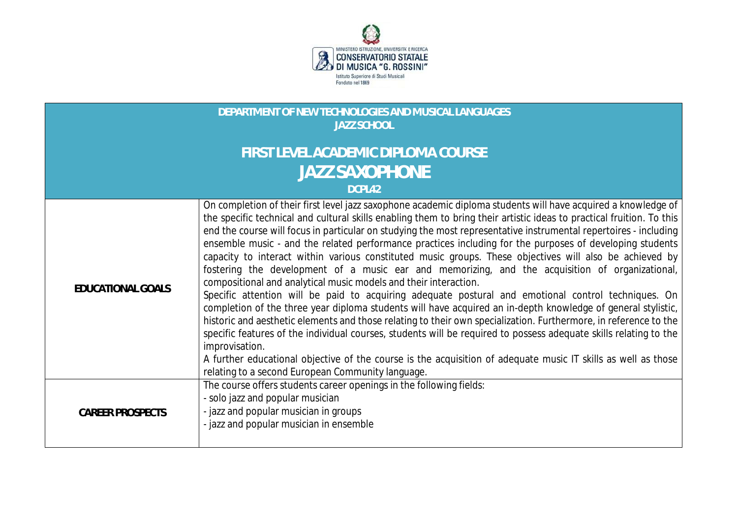MINISTERO ISTRUZIONE, UNIVERSITA' E RICERCA
CONSERVATORIO STATALE
DI MUSICA "G. ROSSINI"
Istituto Superiore di Studi Musicali
Fondato nel 1869

**DEPARTMENT OF NEW TECHNOLOGIES AND MUSICAL LANGUAGES**
**JAZZ SCHOOL**

# FIRST LEVEL ACADEMIC DIPLOMA COURSE
# JAZZ SAXOPHONE

**DCPL42**

| | |
|---|---|
| **EDUCATIONAL GOALS** | On completion of their first level jazz saxophone academic diploma students will have acquired a knowledge of the specific technical and cultural skills enabling them to bring their artistic ideas to practical fruition. To this end the course will focus in particular on studying the most representative instrumental repertoires - including ensemble music - and the related performance practices including for the purposes of developing students capacity to interact within various constituted music groups. These objectives will also be achieved by fostering the development of a music ear and memorizing, and the acquisition of organizational, compositional and analytical music models and their interaction.<br>Specific attention will be paid to acquiring adequate postural and emotional control techniques. On completion of the three year diploma students will have acquired an in-depth knowledge of general stylistic, historic and aesthetic elements and those relating to their own specialization. Furthermore, in reference to the specific features of the individual courses, students will be required to possess adequate skills relating to the improvisation.<br>A further educational objective of the course is the acquisition of adequate music IT skills as well as those relating to a second European Community language. |
| **CAREER PROSPECTS** | The course offers students career openings in the following fields:<br>- solo jazz and popular musician<br>- jazz and popular musician in groups<br>- jazz and popular musician in ensemble |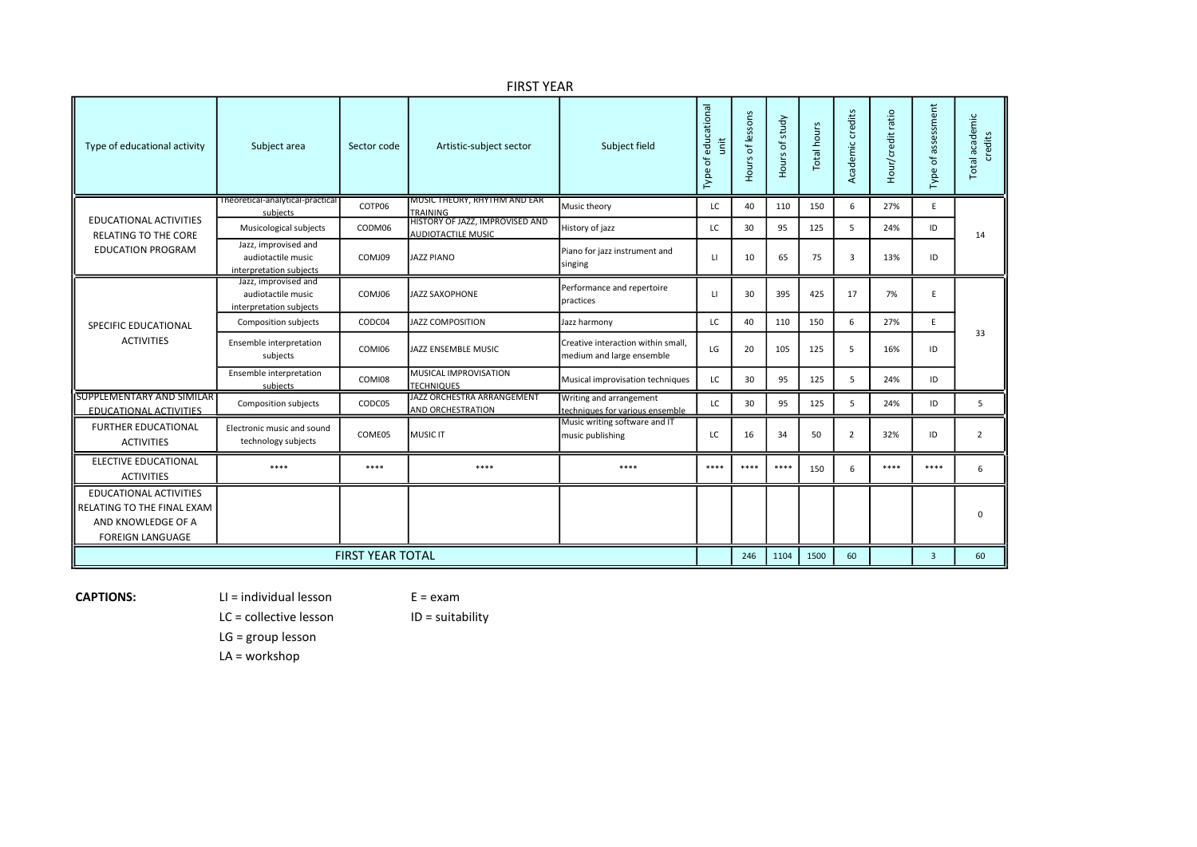## FIRST YEAR

| Type of educational activity | Subject area | Sector code | Artistic-subject sector | Subject field | Type of educational unit | Hours of lessons | Hours of study | Total hours | Academic credits | Hour/credit ratio | Type of assessment | Total academic credits |
|---|---|---|---|---|---|---|---|---|---|---|---|---|
| EDUCATIONAL ACTIVITIES RELATING TO THE CORE EDUCATION PROGRAM | Theoretical-analytical-practical subjects | COTP06 | MUSIC THEORY, RHYTHM AND EAR TRAINING | Music theory | LC | 40 | 110 | 150 | 6 | 27% | E | 14 |
| | Musicological subjects | CODM06 | HISTORY OF JAZZ, IMPROVISED AND AUDIOTACTILE MUSIC | History of jazz | LC | 30 | 95 | 125 | 5 | 24% | ID | |
| | Jazz, improvised and audiotactile music interpretation subjects | COMJ09 | JAZZ PIANO | Piano for jazz instrument and singing | LI | 10 | 65 | 75 | 3 | 13% | ID | |
| SPECIFIC EDUCATIONAL ACTIVITIES | Jazz, improvised and audiotactile music interpretation subjects | COMJ06 | JAZZ SAXOPHONE | Performance and repertoire practices | LI | 30 | 395 | 425 | 17 | 7% | E | 33 |
| | Composition subjects | CODC04 | JAZZ COMPOSITION | Jazz harmony | LC | 40 | 110 | 150 | 6 | 27% | E | |
| | Ensemble interpretation subjects | COMI06 | JAZZ ENSEMBLE MUSIC | Creative interaction within small, medium and large ensemble | LG | 20 | 105 | 125 | 5 | 16% | ID | |
| | Ensemble interpretation subjects | COMI08 | MUSICAL IMPROVISATION TECHNIQUES | Musical improvisation techniques | LC | 30 | 95 | 125 | 5 | 24% | ID | |
| SUPPLEMENTARY AND SIMILAR EDUCATIONAL ACTIVITIES | Composition subjects | CODC05 | JAZZ ORCHESTRA ARRANGEMENT AND ORCHESTRATION | Writing and arrangement techniques for various ensemble | LC | 30 | 95 | 125 | 5 | 24% | ID | 5 |
| FURTHER EDUCATIONAL ACTIVITIES | Electronic music and sound technology subjects | COME05 | MUSIC IT | Music writing software and IT music publishing | LC | 16 | 34 | 50 | 2 | 32% | ID | 2 |
| ELECTIVE EDUCATIONAL ACTIVITIES | **** | **** | **** | **** | **** | **** | **** | 150 | 6 | **** | **** | 6 |
| EDUCATIONAL ACTIVITIES RELATING TO THE FINAL EXAM AND KNOWLEDGE OF A FOREIGN LANGUAGE | | | | | | | | | | | | 0 |
| FIRST YEAR TOTAL | | | | | | 246 | 1104 | 1500 | 60 | | 3 | 60 |

**CAPTIONS:**

LI = individual lesson
LC = collective lesson
LG = group lesson
LA = workshop

E = exam
ID = suitability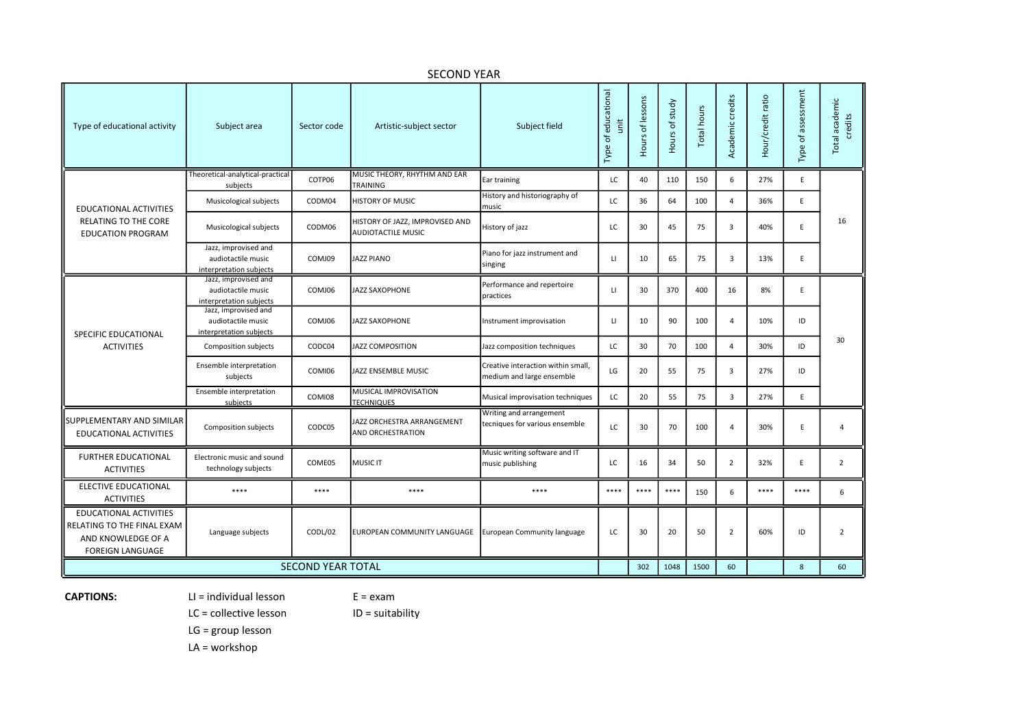## SECOND YEAR

| Type of educational activity | Subject area | Sector code | Artistic-subject sector | Subject field | Type of educational unit | Hours of lessons | Hours of study | Total hours | Academic credits | Hour/credit ratio | Type of assessment | Total academic credits |
|---|---|---|---|---|---|---|---|---|---|---|---|---|
| EDUCATIONAL ACTIVITIES RELATING TO THE CORE EDUCATION PROGRAM | Theoretical-analytical-practical subjects | COTP06 | MUSIC THEORY, RHYTHM AND EAR TRAINING | Ear training | LC | 40 | 110 | 150 | 6 | 27% | E | 16 |
| | Musicological subjects | CODM04 | HISTORY OF MUSIC | History and historiography of music | LC | 36 | 64 | 100 | 4 | 36% | E | |
| | Musicological subjects | CODM06 | HISTORY OF JAZZ, IMPROVISED AND AUDIOTACTILE MUSIC | History of jazz | LC | 30 | 45 | 75 | 3 | 40% | E | |
| | Jazz, improvised and audiotactile music interpretation subjects | COMJ09 | JAZZ PIANO | Piano for jazz instrument and singing | LI | 10 | 65 | 75 | 3 | 13% | E | |
| SPECIFIC EDUCATIONAL ACTIVITIES | Jazz, improvised and audiotactile music interpretation subjects | COMJ06 | JAZZ SAXOPHONE | Performance and repertoire practices | LI | 30 | 370 | 400 | 16 | 8% | E | 30 |
| | Jazz, improvised and audiotactile music interpretation subjects | COMJ06 | JAZZ SAXOPHONE | Instrument improvisation | LI | 10 | 90 | 100 | 4 | 10% | ID | |
| | Composition subjects | CODC04 | JAZZ COMPOSITION | Jazz composition techniques | LC | 30 | 70 | 100 | 4 | 30% | ID | |
| | Ensemble interpretation subjects | COMI06 | JAZZ ENSEMBLE MUSIC | Creative interaction within small, medium and large ensemble | LG | 20 | 55 | 75 | 3 | 27% | ID | |
| | Ensemble interpretation subjects | COMI08 | MUSICAL IMPROVISATION TECHNIQUES | Musical improvisation techniques | LC | 20 | 55 | 75 | 3 | 27% | E | |
| SUPPLEMENTARY AND SIMILAR EDUCATIONAL ACTIVITIES | Composition subjects | CODC05 | JAZZ ORCHESTRA ARRANGEMENT AND ORCHESTRATION | Writing and arrangement tecniques for various ensemble | LC | 30 | 70 | 100 | 4 | 30% | E | 4 |
| FURTHER EDUCATIONAL ACTIVITIES | Electronic music and sound technology subjects | COME05 | MUSIC IT | Music writing software and IT music publishing | LC | 16 | 34 | 50 | 2 | 32% | E | 2 |
| ELECTIVE EDUCATIONAL ACTIVITIES | **** | **** | **** | **** | **** | **** | **** | 150 | 6 | **** | **** | 6 |
| EDUCATIONAL ACTIVITIES RELATING TO THE FINAL EXAM AND KNOWLEDGE OF A FOREIGN LANGUAGE | Language subjects | CODL/02 | EUROPEAN COMMUNITY LANGUAGE | European Community language | LC | 30 | 20 | 50 | 2 | 60% | ID | 2 |
| SECOND YEAR TOTAL | | | | | | 302 | 1048 | 1500 | 60 | | 8 | 60 |

**CAPTIONS:**

LI = individual lesson
LC = collective lesson
LG = group lesson
LA = workshop

E = exam
ID = suitability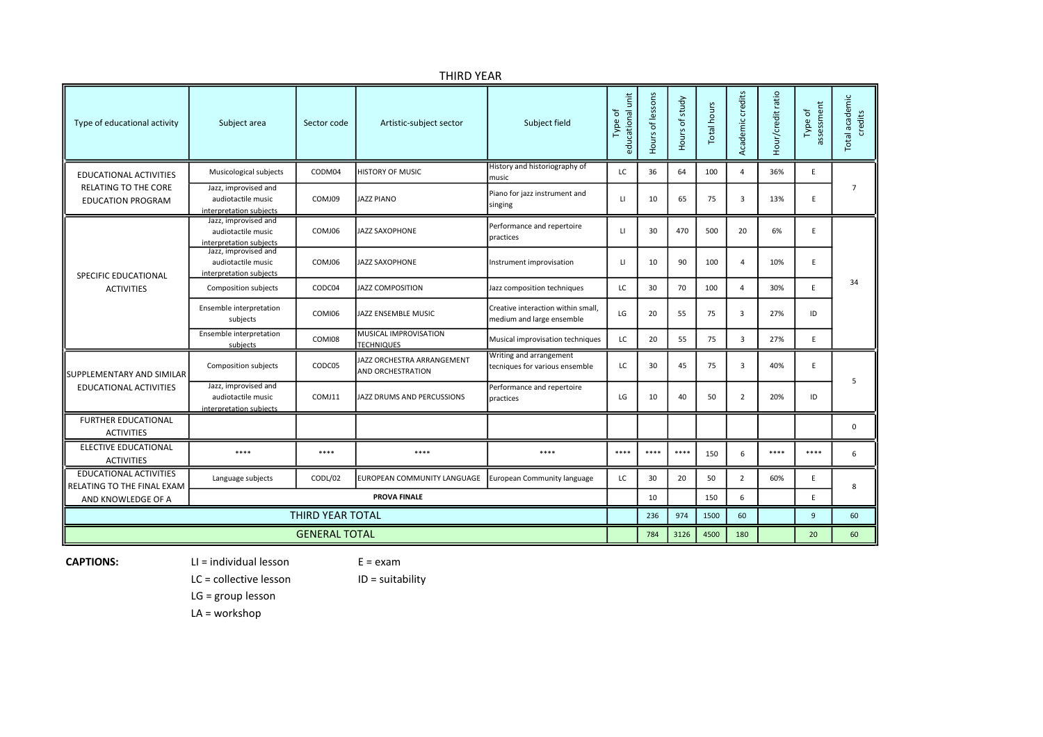## THIRD YEAR

| Type of educational activity | Subject area | Sector code | Artistic-subject sector | Subject field | Type of educational unit | Hours of lessons | Hours of study | Total hours | Academic credits | Hour/credit ratio | Type of assessment | Total academic credits |
|---|---|---|---|---|---|---|---|---|---|---|---|---|
| EDUCATIONAL ACTIVITIES RELATING TO THE CORE EDUCATION PROGRAM | Musicological subjects | CODM04 | HISTORY OF MUSIC | History and historiography of music | LC | 36 | 64 | 100 | 4 | 36% | E | 7 |
| | Jazz, improvised and audiotactile music interpretation subjects | COMJ09 | JAZZ PIANO | Piano for jazz instrument and singing | LI | 10 | 65 | 75 | 3 | 13% | E | |
| SPECIFIC EDUCATIONAL ACTIVITIES | Jazz, improvised and audiotactile music interpretation subjects | COMJ06 | JAZZ SAXOPHONE | Performance and repertoire practices | LI | 30 | 470 | 500 | 20 | 6% | E | 34 |
| | Jazz, improvised and audiotactile music interpretation subjects | COMJ06 | JAZZ SAXOPHONE | Instrument improvisation | LI | 10 | 90 | 100 | 4 | 10% | E | |
| | Composition subjects | CODC04 | JAZZ COMPOSITION | Jazz composition techniques | LC | 30 | 70 | 100 | 4 | 30% | E | |
| | Ensemble interpretation subjects | COMI06 | JAZZ ENSEMBLE MUSIC | Creative interaction within small, medium and large ensemble | LG | 20 | 55 | 75 | 3 | 27% | ID | |
| | Ensemble interpretation subjects | COMI08 | MUSICAL IMPROVISATION TECHNIQUES | Musical improvisation techniques | LC | 20 | 55 | 75 | 3 | 27% | E | |
| SUPPLEMENTARY AND SIMILAR EDUCATIONAL ACTIVITIES | Composition subjects | CODC05 | JAZZ ORCHESTRA ARRANGEMENT AND ORCHESTRATION | Writing and arrangement tecniques for various ensemble | LC | 30 | 45 | 75 | 3 | 40% | E | 5 |
| | Jazz, improvised and audiotactile music interpretation subjects | COMJ11 | JAZZ DRUMS AND PERCUSSIONS | Performance and repertoire practices | LG | 10 | 40 | 50 | 2 | 20% | ID | |
| FURTHER EDUCATIONAL ACTIVITIES | | | | | | | | | | | | 0 |
| ELECTIVE EDUCATIONAL ACTIVITIES | **** | **** | **** | **** | **** | **** | **** | 150 | 6 | **** | **** | 6 |
| EDUCATIONAL ACTIVITIES RELATING TO THE FINAL EXAM AND KNOWLEDGE OF A | Language subjects | CODL/02 | EUROPEAN COMMUNITY LANGUAGE | European Community language | LC | 30 | 20 | 50 | 2 | 60% | E | 8 |
| | | | **PROVA FINALE** | | | 10 | | 150 | 6 | | E | |
| THIRD YEAR TOTAL | | | | | | 236 | 974 | 1500 | 60 | | 9 | 60 |
| GENERAL TOTAL | | | | | | 784 | 3126 | 4500 | 180 | | 20 | 60 |

**CAPTIONS:**

LI = individual lesson

LC = collective lesson

LG = group lesson

LA = workshop

E = exam

ID = suitability